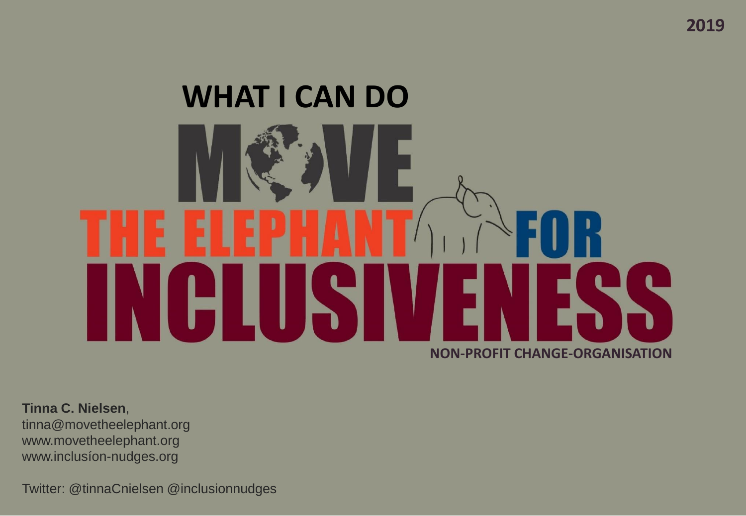2019

# WHAT I CAN DO

# MOVE THE ELEPHANT FOR INCLUSIVENESS

NON-PROFIT CHANGE-ORGANISATION

**Tinna C. Nielsen**,
tinna@movetheelephant.org
www.movetheelephant.org
www.inclusíon-nudges.org

Twitter: @tinnaCnielsen @inclusionnudges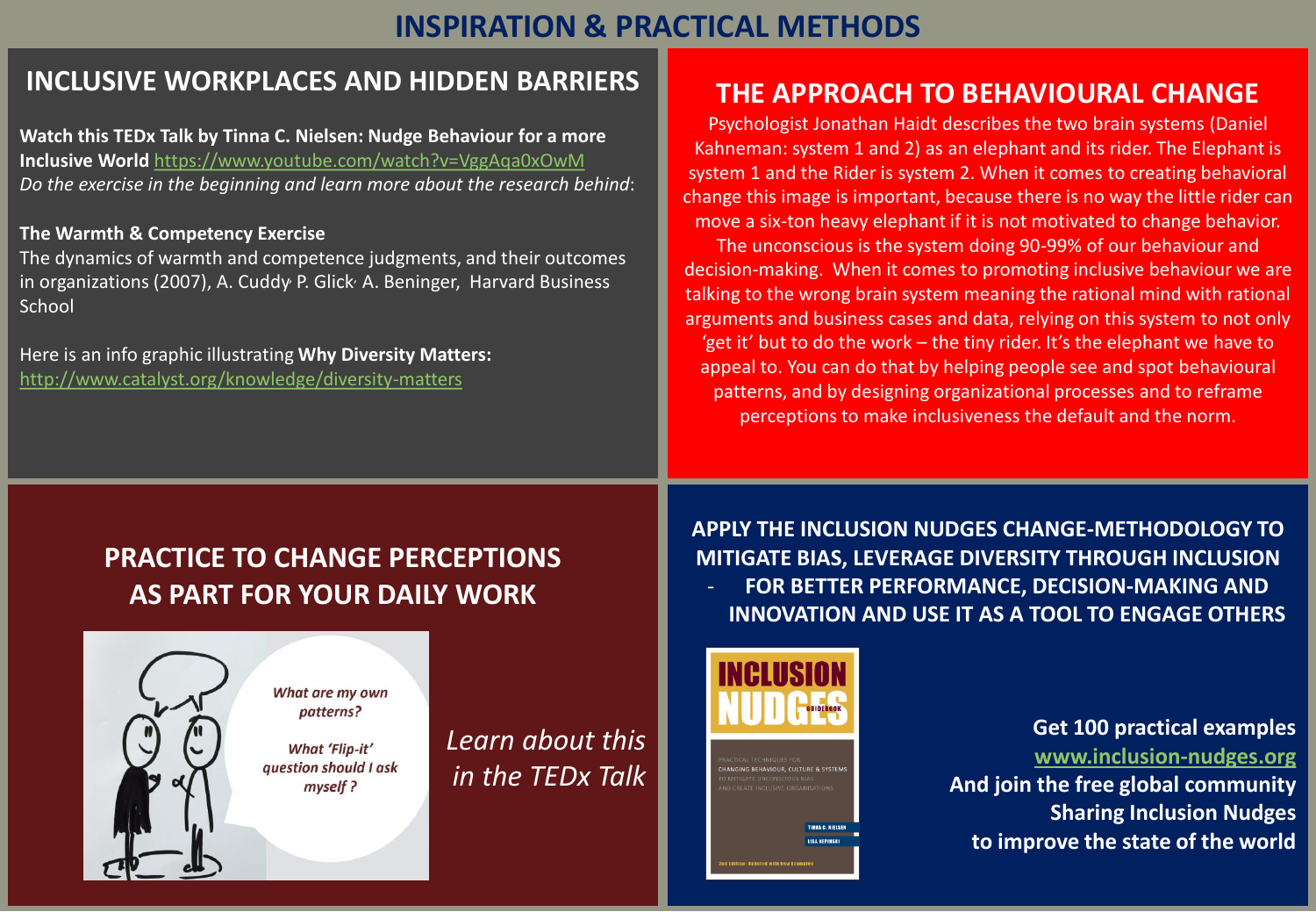# INSPIRATION & PRACTICAL METHODS

## INCLUSIVE WORKPLACES AND HIDDEN BARRIERS

**Watch this TEDx Talk by Tinna C. Nielsen: Nudge Behaviour for a more Inclusive World** https://www.youtube.com/watch?v=VggAqa0xOwM
*Do the exercise in the beginning and learn more about the research behind*:

**The Warmth & Competency Exercise**
The dynamics of warmth and competence judgments, and their outcomes in organizations (2007), A. Cuddy, P. Glick, A. Beninger, Harvard Business School

Here is an info graphic illustrating **Why Diversity Matters:** http://www.catalyst.org/knowledge/diversity-matters

## THE APPROACH TO BEHAVIOURAL CHANGE

Psychologist Jonathan Haidt describes the two brain systems (Daniel Kahneman: system 1 and 2) as an elephant and its rider. The Elephant is system 1 and the Rider is system 2. When it comes to creating behavioral change this image is important, because there is no way the little rider can move a six-ton heavy elephant if it is not motivated to change behavior. The unconscious is the system doing 90-99% of our behaviour and decision-making. When it comes to promoting inclusive behaviour we are talking to the wrong brain system meaning the rational mind with rational arguments and business cases and data, relying on this system to not only 'get it' but to do the work – the tiny rider. It's the elephant we have to appeal to. You can do that by helping people see and spot behavioural patterns, and by designing organizational processes and to reframe perceptions to make inclusiveness the default and the norm.

## PRACTICE TO CHANGE PERCEPTIONS AS PART FOR YOUR DAILY WORK

*What are my own patterns?*

*What 'Flip-it' question should I ask myself ?*

*Learn about this in the TEDx Talk*

## APPLY THE INCLUSION NUDGES CHANGE-METHODOLOGY TO MITIGATE BIAS, LEVERAGE DIVERSITY THROUGH INCLUSION - FOR BETTER PERFORMANCE, DECISION-MAKING AND INNOVATION AND USE IT AS A TOOL TO ENGAGE OTHERS

INCLUSION NUDGES GUIDEBOOK
PRACTICAL TECHNIQUES FOR CHANGING BEHAVIOUR, CULTURE & SYSTEMS TO MITIGATE UNCONSCIOUS BIAS AND CREATE INCLUSIVE ORGANISATIONS
TINNA C. NIELSEN
LISA KEPINSKI
2nd Edition: Updated with New Examples

**Get 100 practical examples**
**www.inclusion-nudges.org**
**And join the free global community**
**Sharing Inclusion Nudges**
**to improve the state of the world**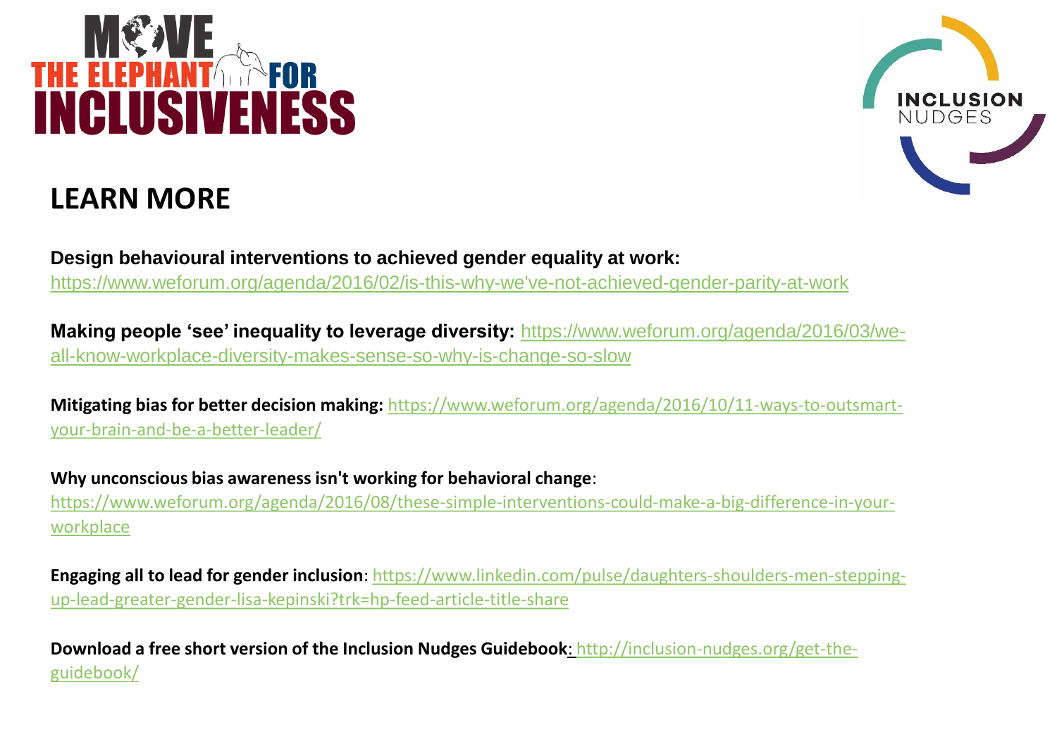## LEARN MORE

**Design behavioural interventions to achieved gender equality at work:**
https://www.weforum.org/agenda/2016/02/is-this-why-we've-not-achieved-gender-parity-at-work

**Making people 'see' inequality to leverage diversity:** https://www.weforum.org/agenda/2016/03/we-all-know-workplace-diversity-makes-sense-so-why-is-change-so-slow

**Mitigating bias for better decision making:** https://www.weforum.org/agenda/2016/10/11-ways-to-outsmart-your-brain-and-be-a-better-leader/

**Why unconscious bias awareness isn't working for behavioral change**:
https://www.weforum.org/agenda/2016/08/these-simple-interventions-could-make-a-big-difference-in-your-workplace

**Engaging all to lead for gender inclusion**: https://www.linkedin.com/pulse/daughters-shoulders-men-stepping-up-lead-greater-gender-lisa-kepinski?trk=hp-feed-article-title-share

**Download a free short version of the Inclusion Nudges Guidebook**: http://inclusion-nudges.org/get-the-guidebook/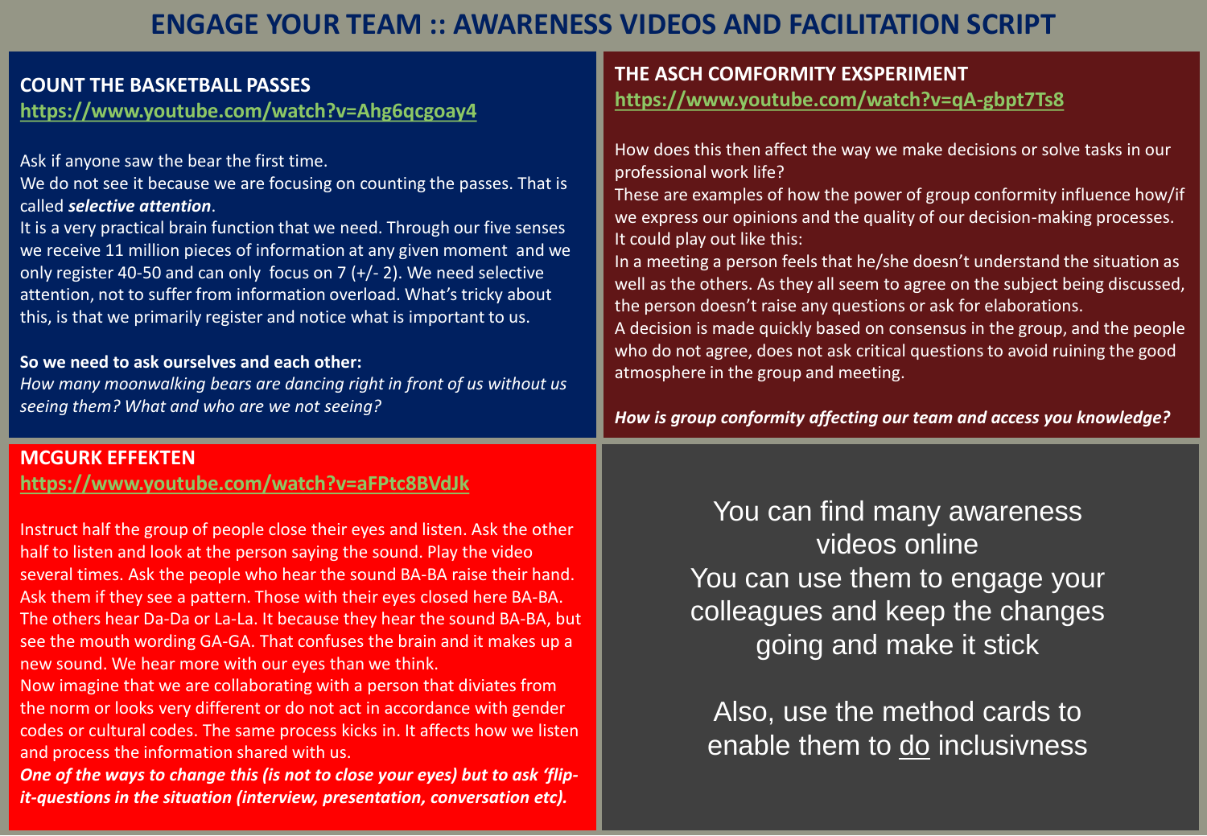# ENGAGE YOUR TEAM :: AWARENESS VIDEOS AND FACILITATION SCRIPT

## COUNT THE BASKETBALL PASSES

https://www.youtube.com/watch?v=Ahg6qcgoay4

Ask if anyone saw the bear the first time.
We do not see it because we are focusing on counting the passes. That is called ***selective attention***.
It is a very practical brain function that we need. Through our five senses we receive 11 million pieces of information at any given moment and we only register 40-50 and can only focus on 7 (+/- 2). We need selective attention, not to suffer from information overload. What's tricky about this, is that we primarily register and notice what is important to us.

**So we need to ask ourselves and each other:**
*How many moonwalking bears are dancing right in front of us without us seeing them? What and who are we not seeing?*

## THE ASCH COMFORMITY EXSPERIMENT

https://www.youtube.com/watch?v=qA-gbpt7Ts8

How does this then affect the way we make decisions or solve tasks in our professional work life?
These are examples of how the power of group conformity influence how/if we express our opinions and the quality of our decision-making processes. It could play out like this:
In a meeting a person feels that he/she doesn't understand the situation as well as the others. As they all seem to agree on the subject being discussed, the person doesn't raise any questions or ask for elaborations.
A decision is made quickly based on consensus in the group, and the people who do not agree, does not ask critical questions to avoid ruining the good atmosphere in the group and meeting.

***How is group conformity affecting our team and access you knowledge?***

## MCGURK EFFEKTEN

https://www.youtube.com/watch?v=aFPtc8BVdJk

Instruct half the group of people close their eyes and listen. Ask the other half to listen and look at the person saying the sound. Play the video several times. Ask the people who hear the sound BA-BA raise their hand. Ask them if they see a pattern. Those with their eyes closed here BA-BA. The others hear Da-Da or La-La. It because they hear the sound BA-BA, but see the mouth wording GA-GA. That confuses the brain and it makes up a new sound. We hear more with our eyes than we think.
Now imagine that we are collaborating with a person that diviates from the norm or looks very different or do not act in accordance with gender codes or cultural codes. The same process kicks in. It affects how we listen and process the information shared with us.
***One of the ways to change this (is not to close your eyes) but to ask 'flip-it-questions in the situation (interview, presentation, conversation etc).***

You can find many awareness videos online
You can use them to engage your colleagues and keep the changes going and make it stick

Also, use the method cards to enable them to <u>do</u> inclusivness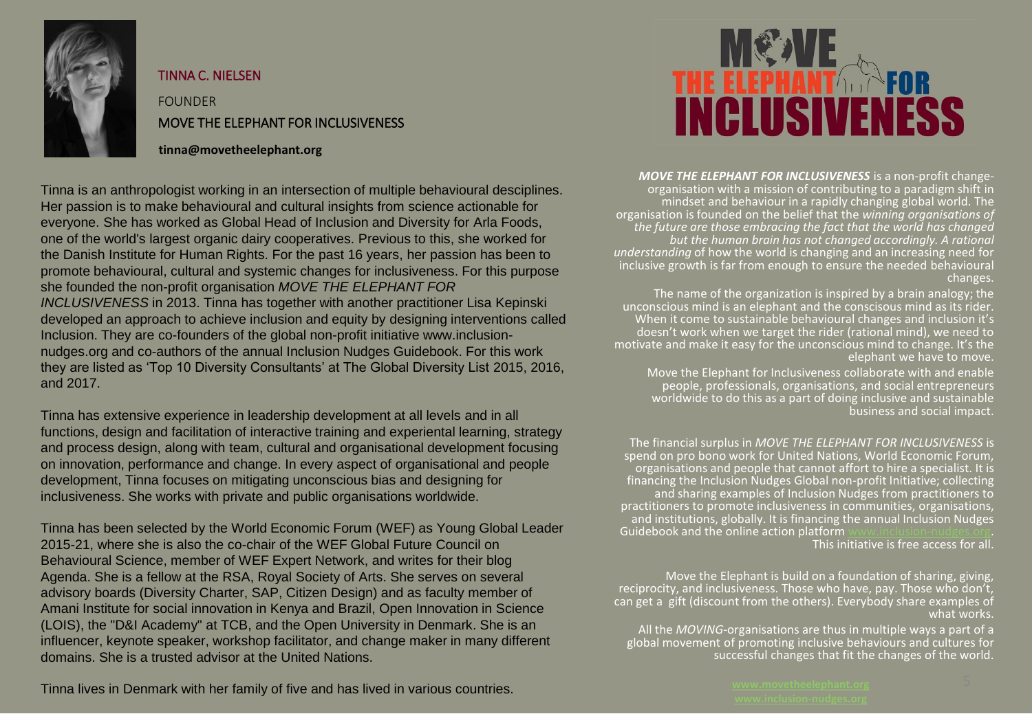TINNA C. NIELSEN

FOUNDER

MOVE THE ELEPHANT FOR INCLUSIVENESS

**tinna@movetheelephant.org**

Tinna is an anthropologist working in an intersection of multiple behavioural desciplines. Her passion is to make behavioural and cultural insights from science actionable for everyone. She has worked as Global Head of Inclusion and Diversity for Arla Foods, one of the world's largest organic dairy cooperatives. Previous to this, she worked for the Danish Institute for Human Rights. For the past 16 years, her passion has been to promote behavioural, cultural and systemic changes for inclusiveness. For this purpose she founded the non-profit organisation *MOVE THE ELEPHANT FOR INCLUSIVENESS* in 2013. Tinna has together with another practitioner Lisa Kepinski developed an approach to achieve inclusion and equity by designing interventions called Inclusion. They are co-founders of the global non-profit initiative www.inclusion-nudges.org and co-authors of the annual Inclusion Nudges Guidebook. For this work they are listed as 'Top 10 Diversity Consultants' at The Global Diversity List 2015, 2016, and 2017.

Tinna has extensive experience in leadership development at all levels and in all functions, design and facilitation of interactive training and experiental learning, strategy and process design, along with team, cultural and organisational development focusing on innovation, performance and change. In every aspect of organisational and people development, Tinna focuses on mitigating unconscious bias and designing for inclusiveness. She works with private and public organisations worldwide.

Tinna has been selected by the World Economic Forum (WEF) as Young Global Leader 2015-21, where she is also the co-chair of the WEF Global Future Council on Behavioural Science, member of WEF Expert Network, and writes for their blog Agenda. She is a fellow at the RSA, Royal Society of Arts. She serves on several advisory boards (Diversity Charter, SAP, Citizen Design) and as faculty member of Amani Institute for social innovation in Kenya and Brazil, Open Innovation in Science (LOIS), the "D&I Academy" at TCB, and the Open University in Denmark. She is an influencer, keynote speaker, workshop facilitator, and change maker in many different domains. She is a trusted advisor at the United Nations.

Tinna lives in Denmark with her family of five and has lived in various countries.

MOVE THE ELEPHANT FOR INCLUSIVENESS

***MOVE THE ELEPHANT FOR INCLUSIVENESS*** is a non-profit change-organisation with a mission of contributing to a paradigm shift in mindset and behaviour in a rapidly changing global world. The organisation is founded on the belief that the *winning organisations of the future are those embracing the fact that the world has changed but the human brain has not changed accordingly. A rational understanding* of how the world is changing and an increasing need for inclusive growth is far from enough to ensure the needed behavioural changes.

The name of the organization is inspired by a brain analogy; the unconscious mind is an elephant and the conscisous mind as its rider. When it come to sustainable behavioural changes and inclusion it's doesn't work when we target the rider (rational mind), we need to motivate and make it easy for the unconscious mind to change. It's the elephant we have to move.

Move the Elephant for Inclusiveness collaborate with and enable people, professionals, organisations, and social entrepreneurs worldwide to do this as a part of doing inclusive and sustainable business and social impact.

The financial surplus in *MOVE THE ELEPHANT FOR INCLUSIVENESS* is spend on pro bono work for United Nations, World Economic Forum, organisations and people that cannot afford to hire a specialist. It is financing the Inclusion Nudges Global non-profit Initiative; collecting and sharing examples of Inclusion Nudges from practitioners to practitioners to promote inclusiveness in communities, organisations, and institutions, globally. It is financing the annual Inclusion Nudges Guidebook and the online action platform www.inclusion-nudges.org. This initiative is free access for all.

Move the Elephant is build on a foundation of sharing, giving, reciprocity, and inclusiveness. Those who have, pay. Those who don't, can get a gift (discount from the others). Everybody share examples of what works.

All the *MOVING*-organisations are thus in multiple ways a part of a global movement of promoting inclusive behaviours and cultures for successful changes that fit the changes of the world.

www.movetheelephant.org
www.inclusion-nudges.org